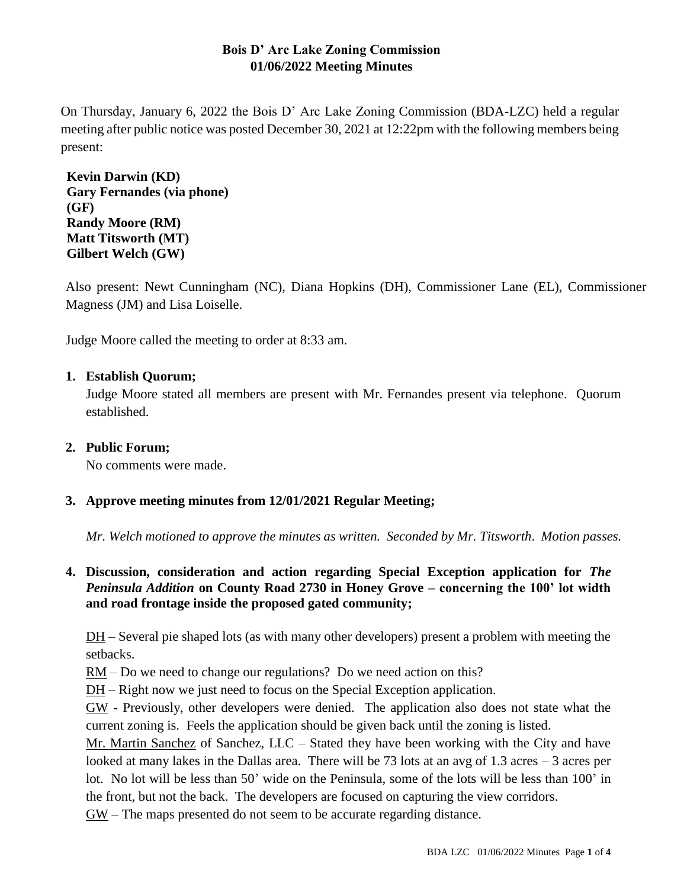# Bois D' Arc Lake Zoning Commission
## 01/06/2022 Meeting Minutes

On Thursday, January 6, 2022 the Bois D' Arc Lake Zoning Commission (BDA-LZC) held a regular meeting after public notice was posted December 30, 2021 at 12:22pm with the following members being present:

**Kevin Darwin (KD)**
**Gary Fernandes (via phone) (GF)**
**Randy Moore (RM)**
**Matt Titsworth (MT)**
**Gilbert Welch (GW)**

Also present: Newt Cunningham (NC), Diana Hopkins (DH), Commissioner Lane (EL), Commissioner Magness (JM) and Lisa Loiselle.

Judge Moore called the meeting to order at 8:33 am.

1. **Establish Quorum;**
   Judge Moore stated all members are present with Mr. Fernandes present via telephone. Quorum established.

2. **Public Forum;**
   No comments were made.

3. **Approve meeting minutes from 12/01/2021 Regular Meeting;**

   *Mr. Welch motioned to approve the minutes as written. Seconded by Mr. Titsworth. Motion passes.*

4. **Discussion, consideration and action regarding Special Exception application for *The Peninsula Addition* on County Road 2730 in Honey Grove – concerning the 100' lot width and road frontage inside the proposed gated community;**

   DH – Several pie shaped lots (as with many other developers) present a problem with meeting the setbacks.
   RM – Do we need to change our regulations? Do we need action on this?
   DH – Right now we just need to focus on the Special Exception application.
   GW - Previously, other developers were denied. The application also does not state what the current zoning is. Feels the application should be given back until the zoning is listed.
   Mr. Martin Sanchez of Sanchez, LLC – Stated they have been working with the City and have looked at many lakes in the Dallas area. There will be 73 lots at an avg of 1.3 acres – 3 acres per lot. No lot will be less than 50' wide on the Peninsula, some of the lots will be less than 100' in the front, but not the back. The developers are focused on capturing the view corridors.
   GW – The maps presented do not seem to be accurate regarding distance.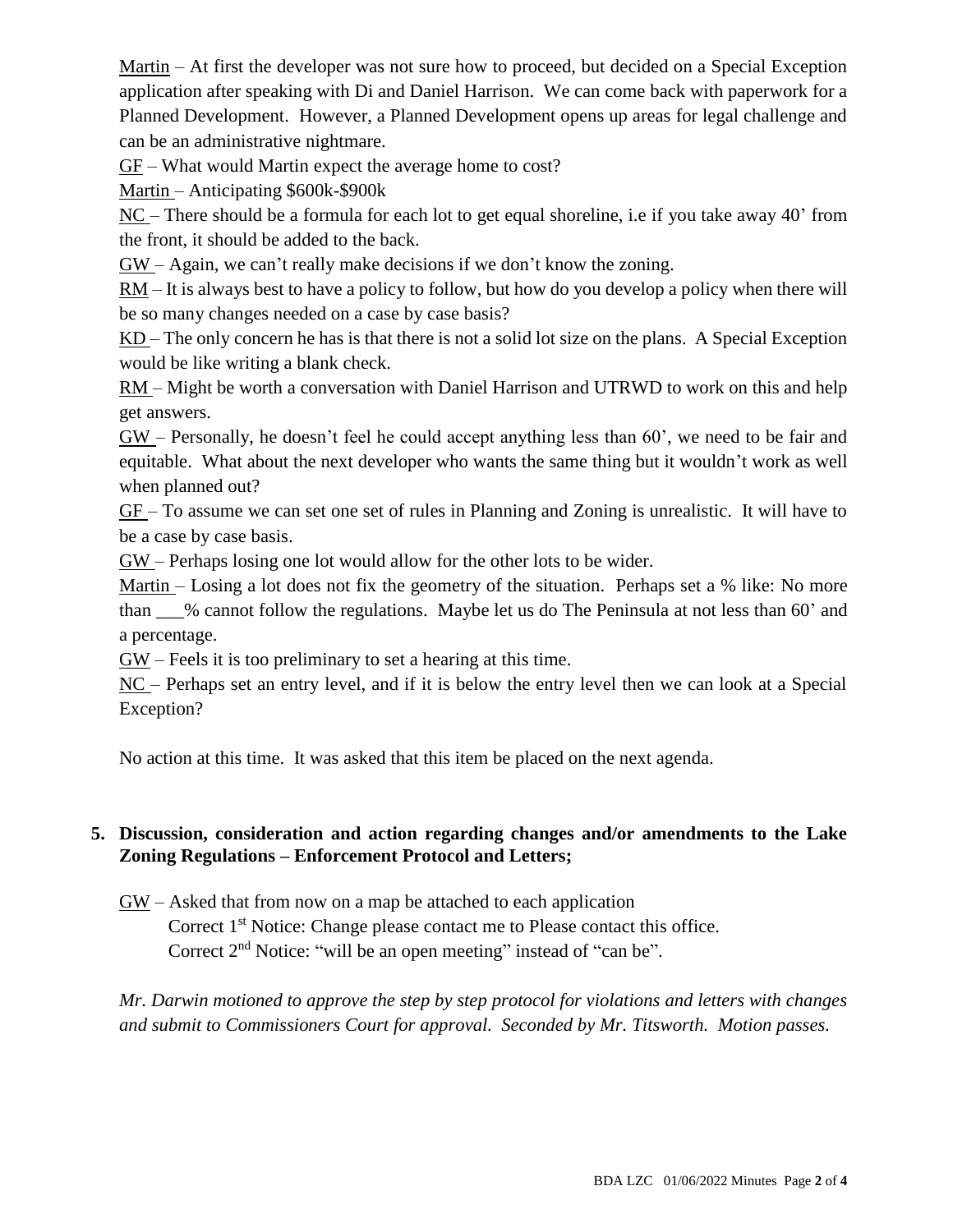Martin – At first the developer was not sure how to proceed, but decided on a Special Exception application after speaking with Di and Daniel Harrison. We can come back with paperwork for a Planned Development. However, a Planned Development opens up areas for legal challenge and can be an administrative nightmare.

GF – What would Martin expect the average home to cost?

Martin – Anticipating $600k-$900k

NC – There should be a formula for each lot to get equal shoreline, i.e if you take away 40' from the front, it should be added to the back.

GW – Again, we can't really make decisions if we don't know the zoning.

RM – It is always best to have a policy to follow, but how do you develop a policy when there will be so many changes needed on a case by case basis?

KD – The only concern he has is that there is not a solid lot size on the plans. A Special Exception would be like writing a blank check.

RM – Might be worth a conversation with Daniel Harrison and UTRWD to work on this and help get answers.

GW – Personally, he doesn't feel he could accept anything less than 60', we need to be fair and equitable. What about the next developer who wants the same thing but it wouldn't work as well when planned out?

GF – To assume we can set one set of rules in Planning and Zoning is unrealistic. It will have to be a case by case basis.

GW – Perhaps losing one lot would allow for the other lots to be wider.

Martin – Losing a lot does not fix the geometry of the situation. Perhaps set a % like: No more than ___% cannot follow the regulations. Maybe let us do The Peninsula at not less than 60' and a percentage.

GW – Feels it is too preliminary to set a hearing at this time.

NC – Perhaps set an entry level, and if it is below the entry level then we can look at a Special Exception?

No action at this time. It was asked that this item be placed on the next agenda.

**5. Discussion, consideration and action regarding changes and/or amendments to the Lake Zoning Regulations – Enforcement Protocol and Letters;**

GW – Asked that from now on a map be attached to each application
Correct 1st Notice: Change please contact me to Please contact this office.
Correct 2nd Notice: "will be an open meeting" instead of "can be".

*Mr. Darwin motioned to approve the step by step protocol for violations and letters with changes and submit to Commissioners Court for approval. Seconded by Mr. Titsworth. Motion passes.*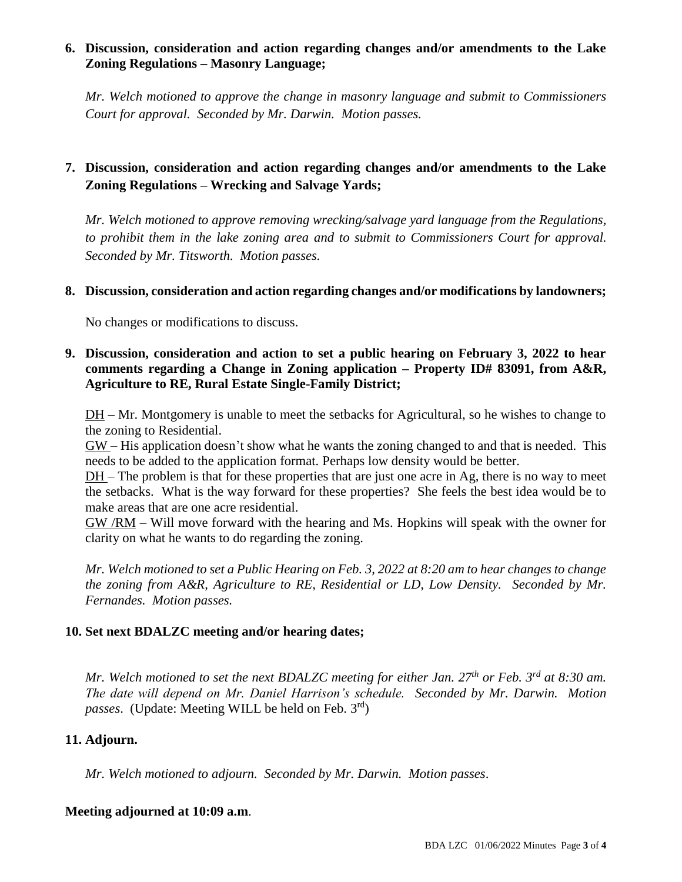**6. Discussion, consideration and action regarding changes and/or amendments to the Lake Zoning Regulations – Masonry Language;**

*Mr. Welch motioned to approve the change in masonry language and submit to Commissioners Court for approval. Seconded by Mr. Darwin. Motion passes.*

**7. Discussion, consideration and action regarding changes and/or amendments to the Lake Zoning Regulations – Wrecking and Salvage Yards;**

*Mr. Welch motioned to approve removing wrecking/salvage yard language from the Regulations, to prohibit them in the lake zoning area and to submit to Commissioners Court for approval. Seconded by Mr. Titsworth. Motion passes.*

**8. Discussion, consideration and action regarding changes and/or modifications by landowners;**

No changes or modifications to discuss.

**9. Discussion, consideration and action to set a public hearing on February 3, 2022 to hear comments regarding a Change in Zoning application – Property ID# 83091, from A&R, Agriculture to RE, Rural Estate Single-Family District;**

DH – Mr. Montgomery is unable to meet the setbacks for Agricultural, so he wishes to change to the zoning to Residential.

GW – His application doesn't show what he wants the zoning changed to and that is needed. This needs to be added to the application format. Perhaps low density would be better.

DH – The problem is that for these properties that are just one acre in Ag, there is no way to meet the setbacks. What is the way forward for these properties? She feels the best idea would be to make areas that are one acre residential.

GW /RM – Will move forward with the hearing and Ms. Hopkins will speak with the owner for clarity on what he wants to do regarding the zoning.

*Mr. Welch motioned to set a Public Hearing on Feb. 3, 2022 at 8:20 am to hear changes to change the zoning from A&R, Agriculture to RE, Residential or LD, Low Density. Seconded by Mr. Fernandes. Motion passes.*

**10. Set next BDALZC meeting and/or hearing dates;**

*Mr. Welch motioned to set the next BDALZC meeting for either Jan. 27th or Feb. 3rd at 8:30 am. The date will depend on Mr. Daniel Harrison's schedule. Seconded by Mr. Darwin. Motion passes*. (Update: Meeting WILL be held on Feb. 3rd)

**11. Adjourn.**

*Mr. Welch motioned to adjourn. Seconded by Mr. Darwin. Motion passes*.

**Meeting adjourned at 10:09 a.m**.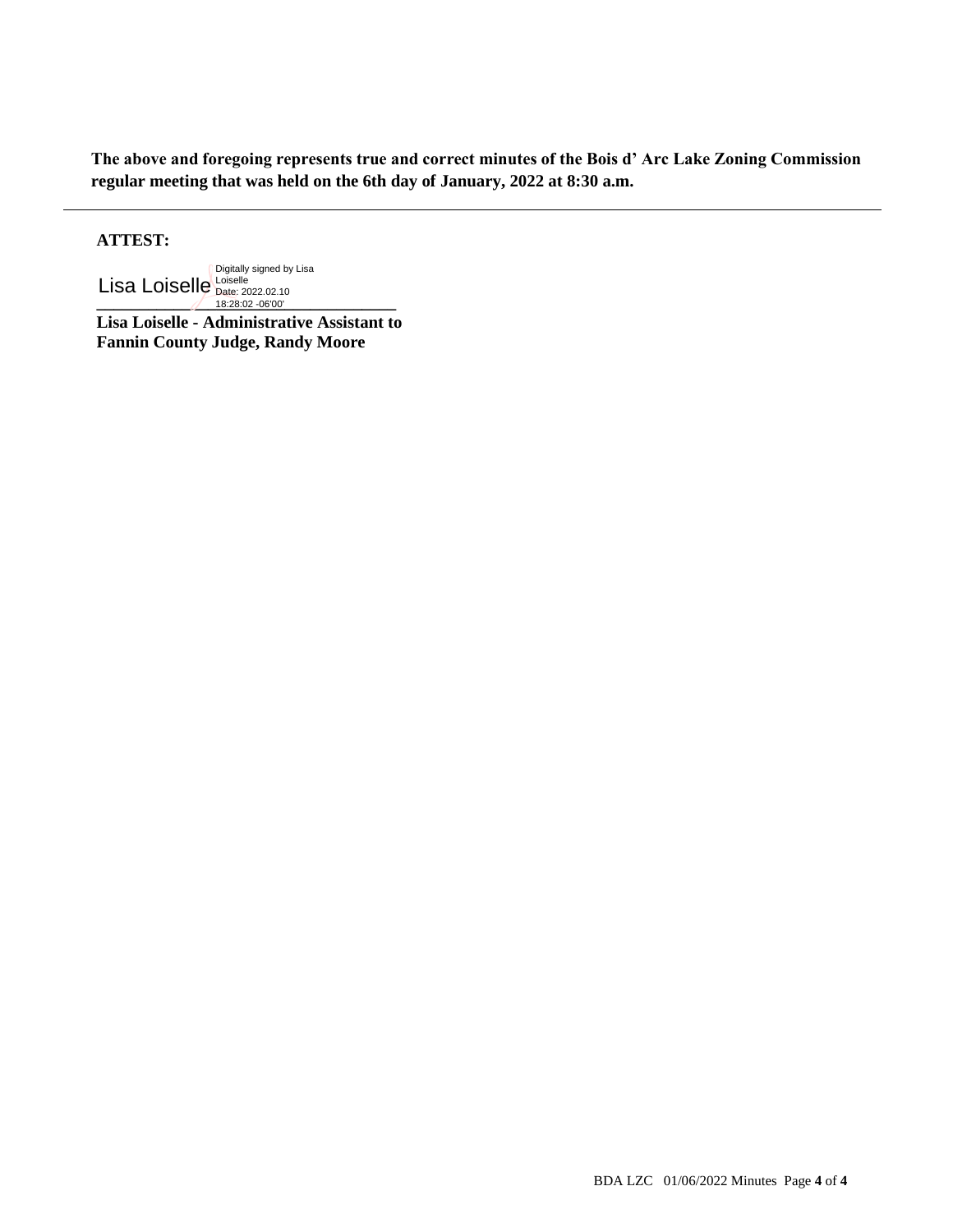**The above and foregoing represents true and correct minutes of the Bois d' Arc Lake Zoning Commission regular meeting that was held on the 6th day of January, 2022 at 8:30 a.m.**

---

**ATTEST:**

Lisa Loiselle Digitally signed by Lisa Loiselle Date: 2022.02.10 18:28:02 -06'00'

**Lisa Loiselle - Administrative Assistant to Fannin County Judge, Randy Moore**